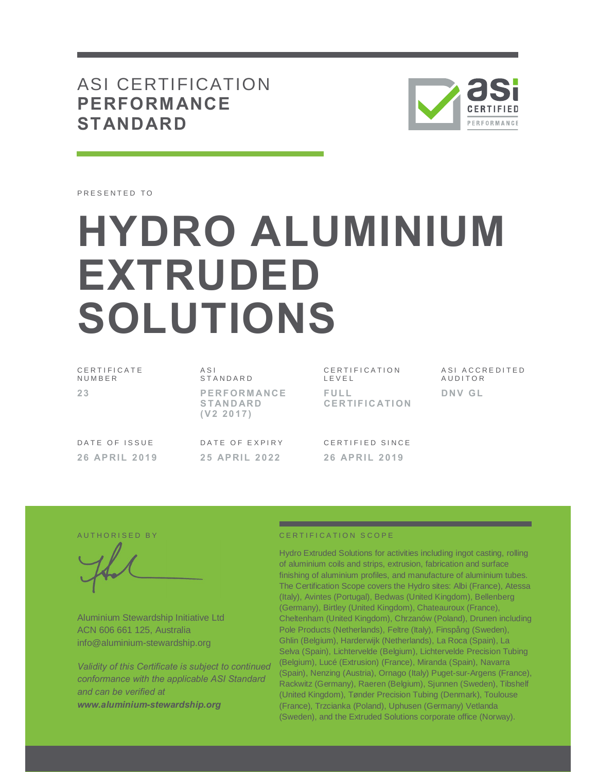# ASI CERTIFICATION **PERFORMANCE STANDARD**

PRESENTED TO

# HYDRO ALUMINIUM EXTRUDED SOLUTIONS

| CERTIFICATE NUMBER | ASI STANDARD | CERTIFICATION LEVEL | ASI ACCREDITED AUDITOR |
| --- | --- | --- | --- |
| **23** | **PERFORMANCE STANDARD (V2 2017)** | **FULL CERTIFICATION** | **DNV GL** |

| DATE OF ISSUE | DATE OF EXPIRY | CERTIFIED SINCE |
| --- | --- | --- |
| **26 APRIL 2019** | **25 APRIL 2022** | **26 APRIL 2019** |

AUTHORISED BY

Aluminium Stewardship Initiative Ltd
ACN 606 661 125, Australia
info@aluminium-stewardship.org

*Validity of this Certificate is subject to continued conformance with the applicable ASI Standard and can be verified at* ***www.aluminium-stewardship.org***

CERTIFICATION SCOPE

Hydro Extruded Solutions for activities including ingot casting, rolling of aluminium coils and strips, extrusion, fabrication and surface finishing of aluminium profiles, and manufacture of aluminium tubes. The Certification Scope covers the Hydro sites: Albi (France), Atessa (Italy), Avintes (Portugal), Bedwas (United Kingdom), Bellenberg (Germany), Birtley (United Kingdom), Chateauroux (France), Cheltenham (United Kingdom), Chrzanów (Poland), Drunen including Pole Products (Netherlands), Feltre (Italy), Finspång (Sweden), Ghlin (Belgium), Harderwijk (Netherlands), La Roca (Spain), La Selva (Spain), Lichtervelde (Belgium), Lichtervelde Precision Tubing (Belgium), Lucé (Extrusion) (France), Miranda (Spain), Navarra (Spain), Nenzing (Austria), Ornago (Italy) Puget-sur-Argens (France), Rackwitz (Germany), Raeren (Belgium), Sjunnen (Sweden), Tibshelf (United Kingdom), Tønder Precision Tubing (Denmark), Toulouse (France), Trzcianka (Poland), Uphusen (Germany) Vetlanda (Sweden), and the Extruded Solutions corporate office (Norway).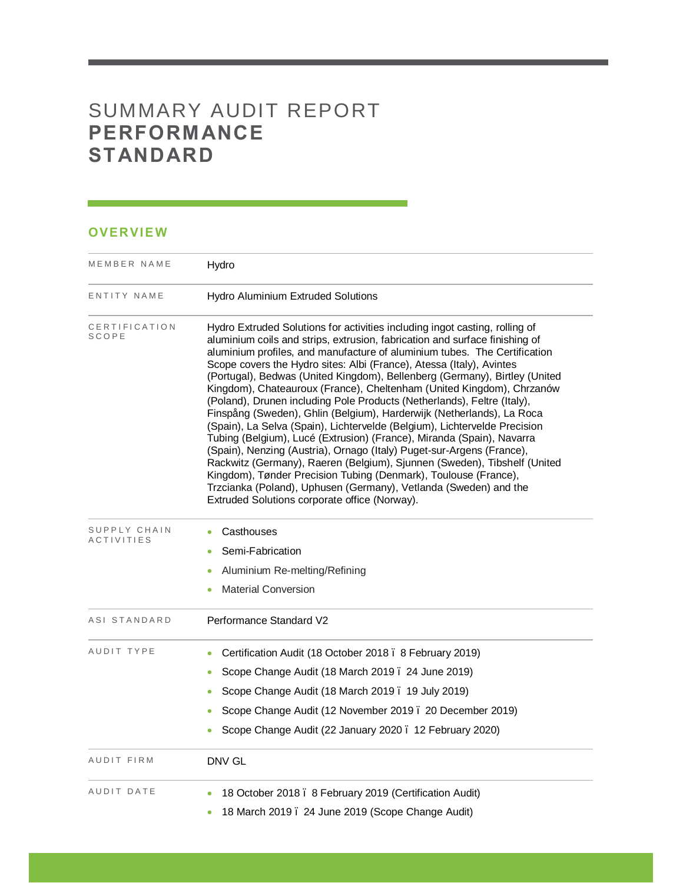# SUMMARY AUDIT REPORT **PERFORMANCE STANDARD**

## OVERVIEW

| | |
|---|---|
| MEMBER NAME | Hydro |
| ENTITY NAME | Hydro Aluminium Extruded Solutions |
| CERTIFICATION SCOPE | Hydro Extruded Solutions for activities including ingot casting, rolling of aluminium coils and strips, extrusion, fabrication and surface finishing of aluminium profiles, and manufacture of aluminium tubes. The Certification Scope covers the Hydro sites: Albi (France), Atessa (Italy), Avintes (Portugal), Bedwas (United Kingdom), Bellenberg (Germany), Birtley (United Kingdom), Chateauroux (France), Cheltenham (United Kingdom), Chrzanów (Poland), Drunen including Pole Products (Netherlands), Feltre (Italy), Finspång (Sweden), Ghlin (Belgium), Harderwijk (Netherlands), La Roca (Spain), La Selva (Spain), Lichtervelde (Belgium), Lichtervelde Precision Tubing (Belgium), Lucé (Extrusion) (France), Miranda (Spain), Navarra (Spain), Nenzing (Austria), Ornago (Italy) Puget-sur-Argens (France), Rackwitz (Germany), Raeren (Belgium), Sjunnen (Sweden), Tibshelf (United Kingdom), Tønder Precision Tubing (Denmark), Toulouse (France), Trzcianka (Poland), Uphusen (Germany), Vetlanda (Sweden) and the Extruded Solutions corporate office (Norway). |
| SUPPLY CHAIN ACTIVITIES | • Casthouses<br>• Semi-Fabrication<br>• Aluminium Re-melting/Refining<br>• Material Conversion |
| ASI STANDARD | Performance Standard V2 |
| AUDIT TYPE | • Certification Audit (18 October 2018 – 8 February 2019)<br>• Scope Change Audit (18 March 2019 – 24 June 2019)<br>• Scope Change Audit (18 March 2019 – 19 July 2019)<br>• Scope Change Audit (12 November 2019 – 20 December 2019)<br>• Scope Change Audit (22 January 2020 – 12 February 2020) |
| AUDIT FIRM | DNV GL |
| AUDIT DATE | • 18 October 2018 – 8 February 2019 (Certification Audit)<br>• 18 March 2019 – 24 June 2019 (Scope Change Audit) |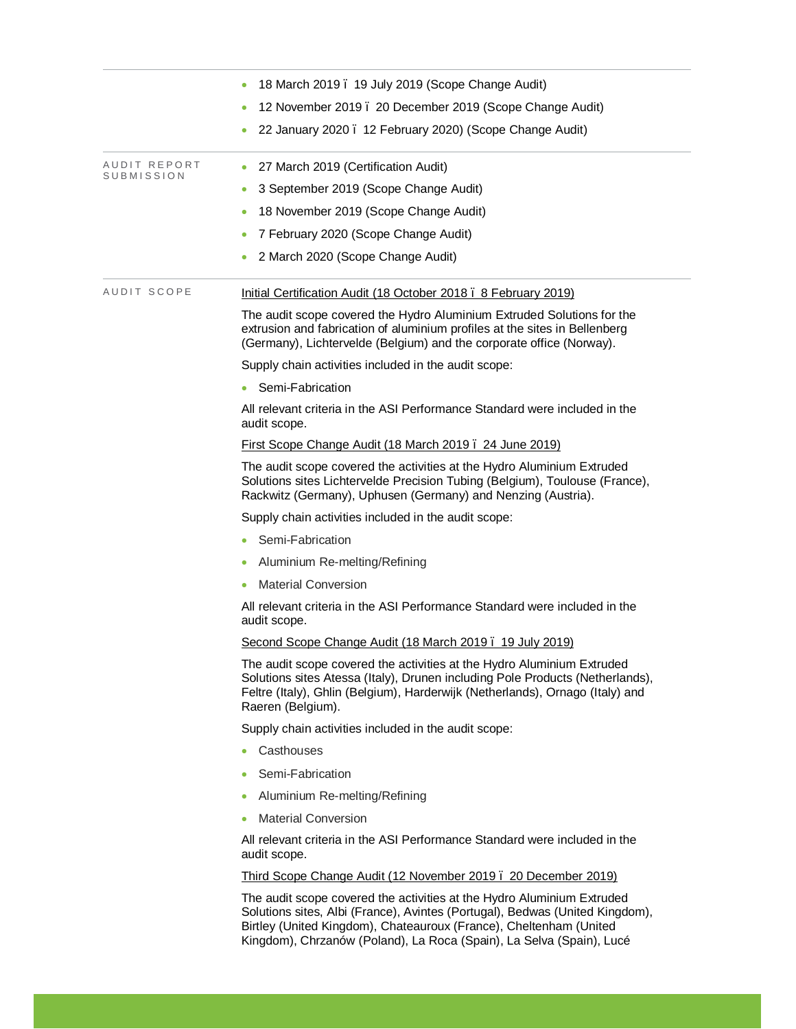- 18 March 2019 – 19 July 2019 (Scope Change Audit)
- 12 November 2019 – 20 December 2019 (Scope Change Audit)
- 22 January 2020 – 12 February 2020) (Scope Change Audit)

AUDIT REPORT SUBMISSION

- 27 March 2019 (Certification Audit)
- 3 September 2019 (Scope Change Audit)
- 18 November 2019 (Scope Change Audit)
- 7 February 2020 (Scope Change Audit)
- 2 March 2020 (Scope Change Audit)

AUDIT SCOPE

Initial Certification Audit (18 October 2018 – 8 February 2019)

The audit scope covered the Hydro Aluminium Extruded Solutions for the extrusion and fabrication of aluminium profiles at the sites in Bellenberg (Germany), Lichtervelde (Belgium) and the corporate office (Norway).

Supply chain activities included in the audit scope:

- Semi-Fabrication

All relevant criteria in the ASI Performance Standard were included in the audit scope.

First Scope Change Audit (18 March 2019 – 24 June 2019)

The audit scope covered the activities at the Hydro Aluminium Extruded Solutions sites Lichtervelde Precision Tubing (Belgium), Toulouse (France), Rackwitz (Germany), Uphusen (Germany) and Nenzing (Austria).

Supply chain activities included in the audit scope:

- Semi-Fabrication
- Aluminium Re-melting/Refining
- Material Conversion

All relevant criteria in the ASI Performance Standard were included in the audit scope.

Second Scope Change Audit (18 March 2019 – 19 July 2019)

The audit scope covered the activities at the Hydro Aluminium Extruded Solutions sites Atessa (Italy), Drunen including Pole Products (Netherlands), Feltre (Italy), Ghlin (Belgium), Harderwijk (Netherlands), Ornago (Italy) and Raeren (Belgium).

Supply chain activities included in the audit scope:

- Casthouses
- Semi-Fabrication
- Aluminium Re-melting/Refining
- Material Conversion

All relevant criteria in the ASI Performance Standard were included in the audit scope.

Third Scope Change Audit (12 November 2019 – 20 December 2019)

The audit scope covered the activities at the Hydro Aluminium Extruded Solutions sites, Albi (France), Avintes (Portugal), Bedwas (United Kingdom), Birtley (United Kingdom), Chateauroux (France), Cheltenham (United Kingdom), Chrzanów (Poland), La Roca (Spain), La Selva (Spain), Lucé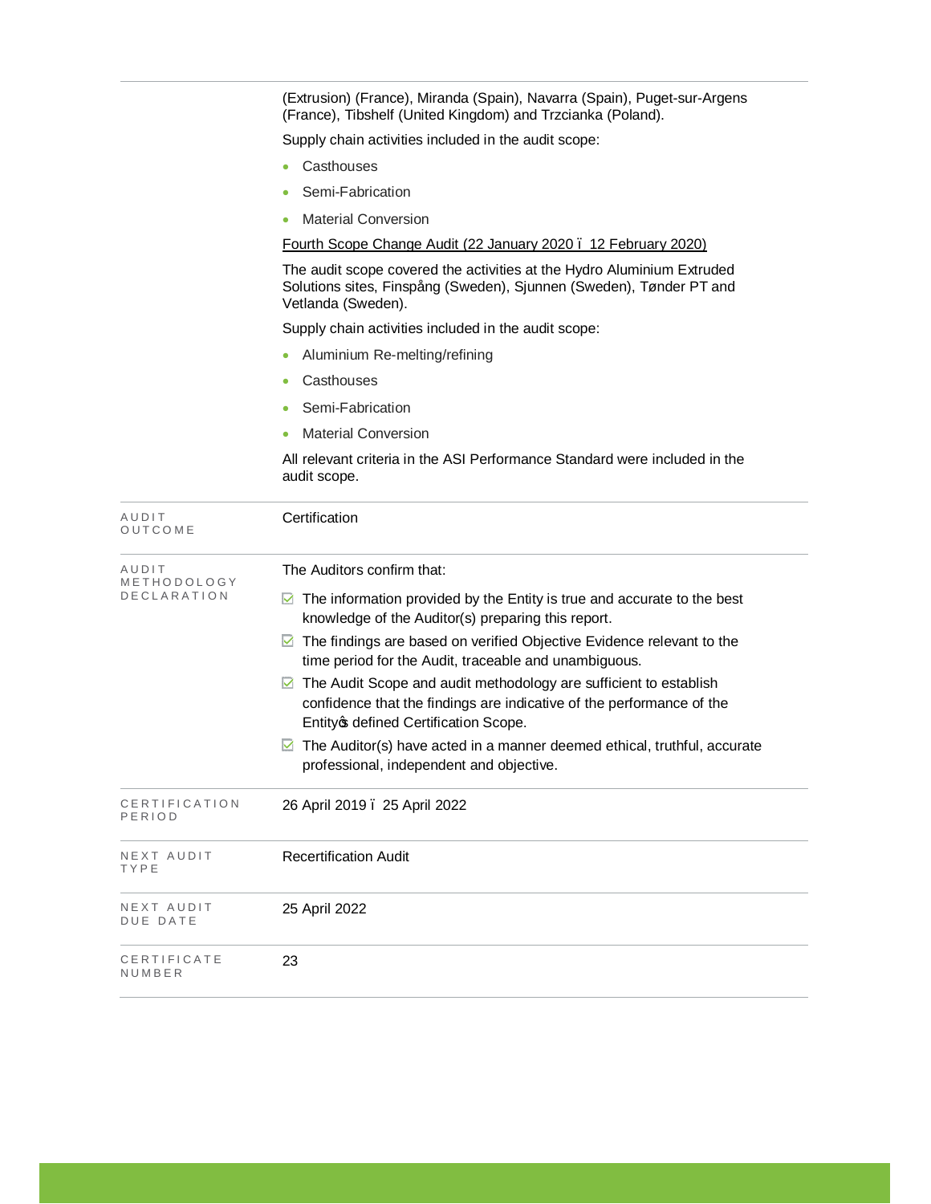| | |
|---|---|
| | (Extrusion) (France), Miranda (Spain), Navarra (Spain), Puget-sur-Argens (France), Tibshelf (United Kingdom) and Trzcianka (Poland).<br><br>Supply chain activities included in the audit scope:<br><br>• Casthouses<br>• Semi-Fabrication<br>• Material Conversion<br><br><u>Fourth Scope Change Audit (22 January 2020 – 12 February 2020)</u><br><br>The audit scope covered the activities at the Hydro Aluminium Extruded Solutions sites, Finspång (Sweden), Sjunnen (Sweden), Tønder PT and Vetlanda (Sweden).<br><br>Supply chain activities included in the audit scope:<br><br>• Aluminium Re-melting/refining<br>• Casthouses<br>• Semi-Fabrication<br>• Material Conversion<br><br>All relevant criteria in the ASI Performance Standard were included in the audit scope. |
| AUDIT OUTCOME | Certification |
| AUDIT METHODOLOGY DECLARATION | The Auditors confirm that:<br><br>☑ The information provided by the Entity is true and accurate to the best knowledge of the Auditor(s) preparing this report.<br>☑ The findings are based on verified Objective Evidence relevant to the time period for the Audit, traceable and unambiguous.<br>☑ The Audit Scope and audit methodology are sufficient to establish confidence that the findings are indicative of the performance of the Entity's defined Certification Scope.<br>☑ The Auditor(s) have acted in a manner deemed ethical, truthful, accurate professional, independent and objective. |
| CERTIFICATION PERIOD | 26 April 2019 – 25 April 2022 |
| NEXT AUDIT TYPE | Recertification Audit |
| NEXT AUDIT DUE DATE | 25 April 2022 |
| CERTIFICATE NUMBER | 23 |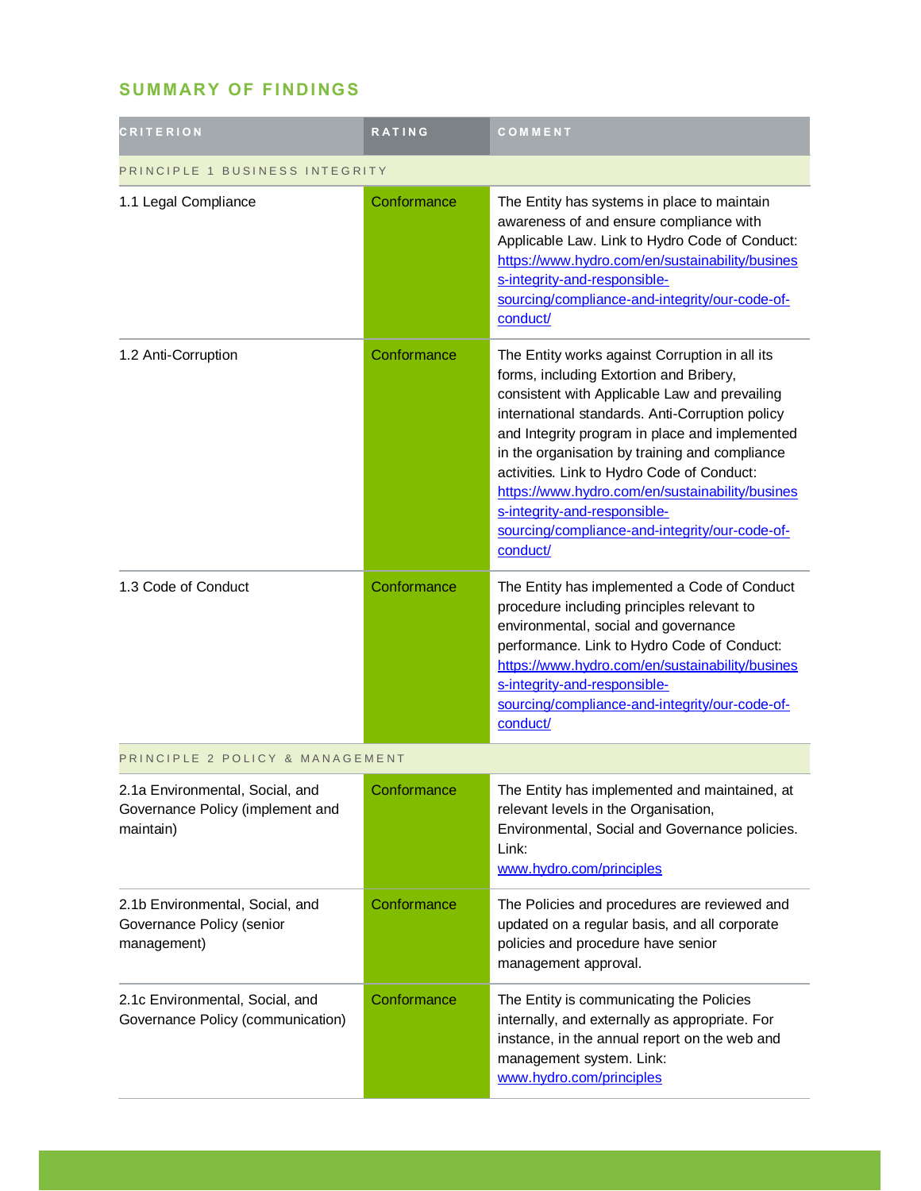## SUMMARY OF FINDINGS

| CRITERION | RATING | COMMENT |
|---|---|---|
| PRINCIPLE 1 BUSINESS INTEGRITY | | |
| 1.1 Legal Compliance | Conformance | The Entity has systems in place to maintain awareness of and ensure compliance with Applicable Law. Link to Hydro Code of Conduct: https://www.hydro.com/en/sustainability/business-integrity-and-responsible-sourcing/compliance-and-integrity/our-code-of-conduct/ |
| 1.2 Anti-Corruption | Conformance | The Entity works against Corruption in all its forms, including Extortion and Bribery, consistent with Applicable Law and prevailing international standards. Anti-Corruption policy and Integrity program in place and implemented in the organisation by training and compliance activities. Link to Hydro Code of Conduct: https://www.hydro.com/en/sustainability/business-integrity-and-responsible-sourcing/compliance-and-integrity/our-code-of-conduct/ |
| 1.3 Code of Conduct | Conformance | The Entity has implemented a Code of Conduct procedure including principles relevant to environmental, social and governance performance. Link to Hydro Code of Conduct: https://www.hydro.com/en/sustainability/business-integrity-and-responsible-sourcing/compliance-and-integrity/our-code-of-conduct/ |
| PRINCIPLE 2 POLICY & MANAGEMENT | | |
| 2.1a Environmental, Social, and Governance Policy (implement and maintain) | Conformance | The Entity has implemented and maintained, at relevant levels in the Organisation, Environmental, Social and Governance policies. Link: www.hydro.com/principles |
| 2.1b Environmental, Social, and Governance Policy (senior management) | Conformance | The Policies and procedures are reviewed and updated on a regular basis, and all corporate policies and procedure have senior management approval. |
| 2.1c Environmental, Social, and Governance Policy (communication) | Conformance | The Entity is communicating the Policies internally, and externally as appropriate. For instance, in the annual report on the web and management system. Link: www.hydro.com/principles |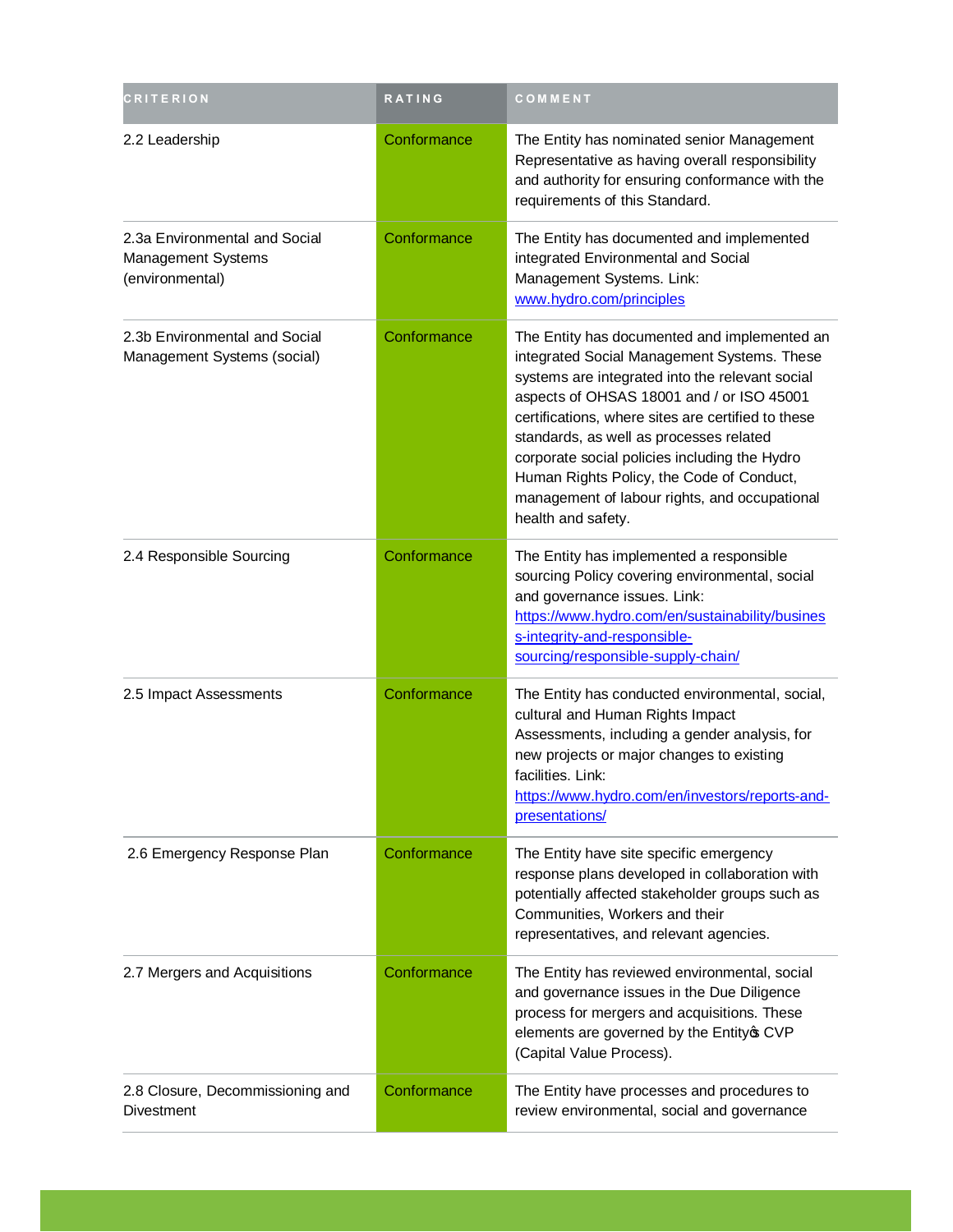| CRITERION | RATING | COMMENT |
| --- | --- | --- |
| 2.2 Leadership | Conformance | The Entity has nominated senior Management Representative as having overall responsibility and authority for ensuring conformance with the requirements of this Standard. |
| 2.3a Environmental and Social Management Systems (environmental) | Conformance | The Entity has documented and implemented integrated Environmental and Social Management Systems. Link: [www.hydro.com/principles](www.hydro.com/principles) |
| 2.3b Environmental and Social Management Systems (social) | Conformance | The Entity has documented and implemented an integrated Social Management Systems. These systems are integrated into the relevant social aspects of OHSAS 18001 and / or ISO 45001 certifications, where sites are certified to these standards, as well as processes related corporate social policies including the Hydro Human Rights Policy, the Code of Conduct, management of labour rights, and occupational health and safety. |
| 2.4 Responsible Sourcing | Conformance | The Entity has implemented a responsible sourcing Policy covering environmental, social and governance issues. Link: [https://www.hydro.com/en/sustainability/business-integrity-and-responsible-sourcing/responsible-supply-chain/](https://www.hydro.com/en/sustainability/business-integrity-and-responsible-sourcing/responsible-supply-chain/) |
| 2.5 Impact Assessments | Conformance | The Entity has conducted environmental, social, cultural and Human Rights Impact Assessments, including a gender analysis, for new projects or major changes to existing facilities. Link: [https://www.hydro.com/en/investors/reports-and-presentations/](https://www.hydro.com/en/investors/reports-and-presentations/) |
| 2.6 Emergency Response Plan | Conformance | The Entity have site specific emergency response plans developed in collaboration with potentially affected stakeholder groups such as Communities, Workers and their representatives, and relevant agencies. |
| 2.7 Mergers and Acquisitions | Conformance | The Entity has reviewed environmental, social and governance issues in the Due Diligence process for mergers and acquisitions. These elements are governed by the Entity's CVP (Capital Value Process). |
| 2.8 Closure, Decommissioning and Divestment | Conformance | The Entity have processes and procedures to review environmental, social and governance |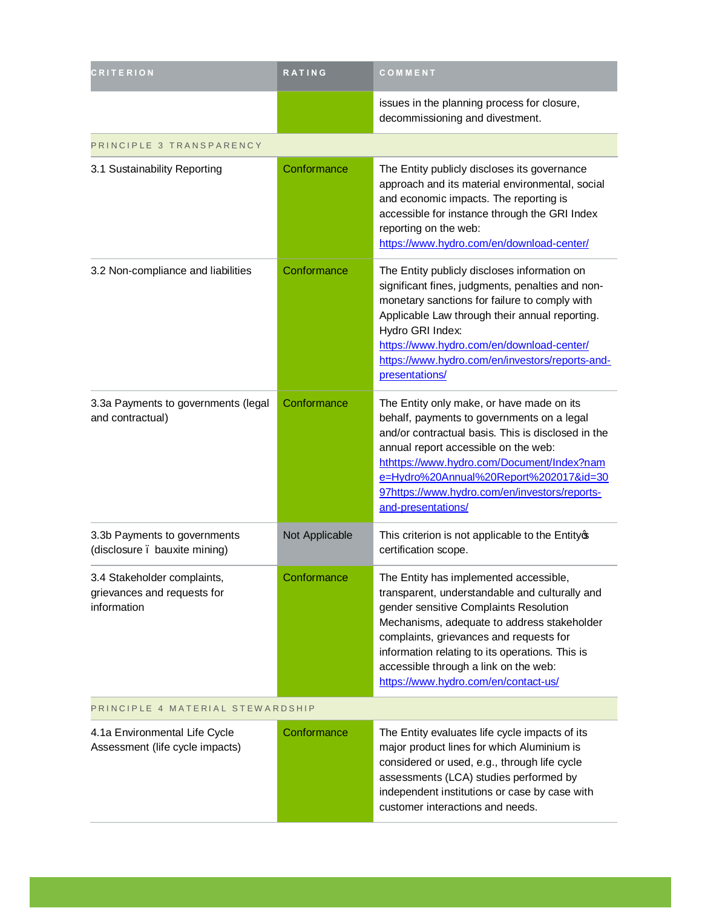| CRITERION | RATING | COMMENT |
|---|---|---|
| | | issues in the planning process for closure, decommissioning and divestment. |
| PRINCIPLE 3 TRANSPARENCY | | |
| 3.1 Sustainability Reporting | Conformance | The Entity publicly discloses its governance approach and its material environmental, social and economic impacts. The reporting is accessible for instance through the GRI Index reporting on the web: https://www.hydro.com/en/download-center/ |
| 3.2 Non-compliance and liabilities | Conformance | The Entity publicly discloses information on significant fines, judgments, penalties and non-monetary sanctions for failure to comply with Applicable Law through their annual reporting. Hydro GRI Index: https://www.hydro.com/en/download-center/ https://www.hydro.com/en/investors/reports-and-presentations/ |
| 3.3a Payments to governments (legal and contractual) | Conformance | The Entity only make, or have made on its behalf, payments to governments on a legal and/or contractual basis. This is disclosed in the annual report accessible on the web: hthttps://www.hydro.com/Document/Index?name=Hydro%20Annual%20Report%202017&id=3097https://www.hydro.com/en/investors/reports-and-presentations/ |
| 3.3b Payments to governments (disclosure ï bauxite mining) | Not Applicable | This criterion is not applicable to the Entityœ certification scope. |
| 3.4 Stakeholder complaints, grievances and requests for information | Conformance | The Entity has implemented accessible, transparent, understandable and culturally and gender sensitive Complaints Resolution Mechanisms, adequate to address stakeholder complaints, grievances and requests for information relating to its operations. This is accessible through a link on the web: https://www.hydro.com/en/contact-us/ |
| PRINCIPLE 4 MATERIAL STEWARDSHIP | | |
| 4.1a Environmental Life Cycle Assessment (life cycle impacts) | Conformance | The Entity evaluates life cycle impacts of its major product lines for which Aluminium is considered or used, e.g., through life cycle assessments (LCA) studies performed by independent institutions or case by case with customer interactions and needs. |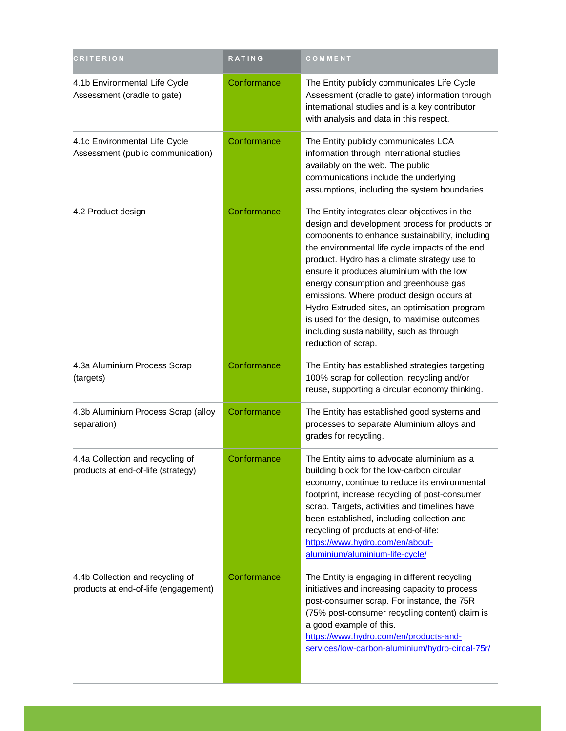| CRITERION | RATING | COMMENT |
| --- | --- | --- |
| 4.1b Environmental Life Cycle Assessment (cradle to gate) | Conformance | The Entity publicly communicates Life Cycle Assessment (cradle to gate) information through international studies and is a key contributor with analysis and data in this respect. |
| 4.1c Environmental Life Cycle Assessment (public communication) | Conformance | The Entity publicly communicates LCA information through international studies availably on the web. The public communications include the underlying assumptions, including the system boundaries. |
| 4.2 Product design | Conformance | The Entity integrates clear objectives in the design and development process for products or components to enhance sustainability, including the environmental life cycle impacts of the end product. Hydro has a climate strategy use to ensure it produces aluminium with the low energy consumption and greenhouse gas emissions. Where product design occurs at Hydro Extruded sites, an optimisation program is used for the design, to maximise outcomes including sustainability, such as through reduction of scrap. |
| 4.3a Aluminium Process Scrap (targets) | Conformance | The Entity has established strategies targeting 100% scrap for collection, recycling and/or reuse, supporting a circular economy thinking. |
| 4.3b Aluminium Process Scrap (alloy separation) | Conformance | The Entity has established good systems and processes to separate Aluminium alloys and grades for recycling. |
| 4.4a Collection and recycling of products at end-of-life (strategy) | Conformance | The Entity aims to advocate aluminium as a building block for the low-carbon circular economy, continue to reduce its environmental footprint, increase recycling of post-consumer scrap. Targets, activities and timelines have been established, including collection and recycling of products at end-of-life: [https://www.hydro.com/en/about-aluminium/aluminium-life-cycle/](https://www.hydro.com/en/about-aluminium/aluminium-life-cycle/) |
| 4.4b Collection and recycling of products at end-of-life (engagement) | Conformance | The Entity is engaging in different recycling initiatives and increasing capacity to process post-consumer scrap. For instance, the 75R (75% post-consumer recycling content) claim is a good example of this. [https://www.hydro.com/en/products-and-services/low-carbon-aluminium/hydro-circal-75r/](https://www.hydro.com/en/products-and-services/low-carbon-aluminium/hydro-circal-75r/) |
| | | |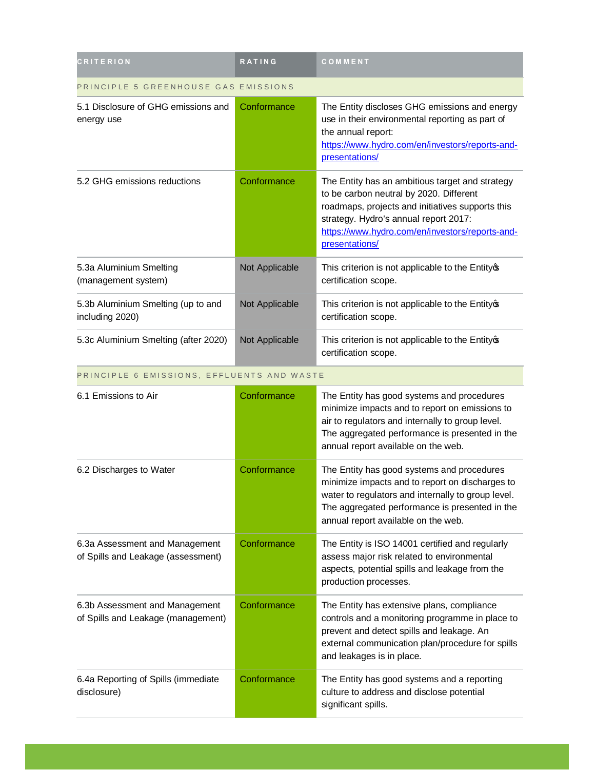| CRITERION | RATING | COMMENT |
| --- | --- | --- |
| PRINCIPLE 5 GREENHOUSE GAS EMISSIONS | | |
| 5.1 Disclosure of GHG emissions and energy use | Conformance | The Entity discloses GHG emissions and energy use in their environmental reporting as part of the annual report: https://www.hydro.com/en/investors/reports-and-presentations/ |
| 5.2 GHG emissions reductions | Conformance | The Entity has an ambitious target and strategy to be carbon neutral by 2020. Different roadmaps, projects and initiatives supports this strategy. Hydro's annual report 2017: https://www.hydro.com/en/investors/reports-and-presentations/ |
| 5.3a Aluminium Smelting (management system) | Not Applicable | This criterion is not applicable to the Entity's certification scope. |
| 5.3b Aluminium Smelting (up to and including 2020) | Not Applicable | This criterion is not applicable to the Entity's certification scope. |
| 5.3c Aluminium Smelting (after 2020) | Not Applicable | This criterion is not applicable to the Entity's certification scope. |
| PRINCIPLE 6 EMISSIONS, EFFLUENTS AND WASTE | | |
| 6.1 Emissions to Air | Conformance | The Entity has good systems and procedures minimize impacts and to report on emissions to air to regulators and internally to group level. The aggregated performance is presented in the annual report available on the web. |
| 6.2 Discharges to Water | Conformance | The Entity has good systems and procedures minimize impacts and to report on discharges to water to regulators and internally to group level. The aggregated performance is presented in the annual report available on the web. |
| 6.3a Assessment and Management of Spills and Leakage (assessment) | Conformance | The Entity is ISO 14001 certified and regularly assess major risk related to environmental aspects, potential spills and leakage from the production processes. |
| 6.3b Assessment and Management of Spills and Leakage (management) | Conformance | The Entity has extensive plans, compliance controls and a monitoring programme in place to prevent and detect spills and leakage. An external communication plan/procedure for spills and leakages is in place. |
| 6.4a Reporting of Spills (immediate disclosure) | Conformance | The Entity has good systems and a reporting culture to address and disclose potential significant spills. |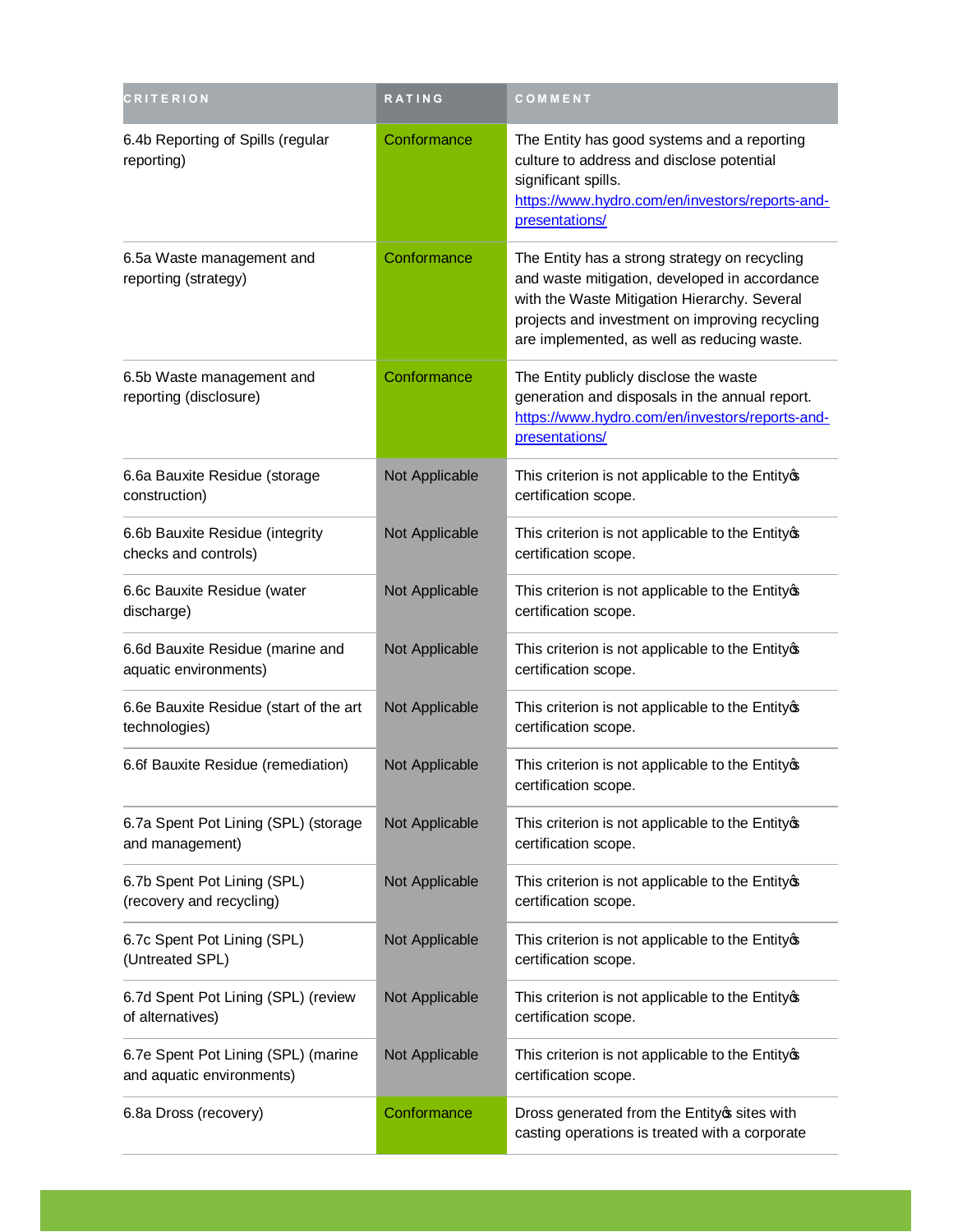| CRITERION | RATING | COMMENT |
| --- | --- | --- |
| 6.4b Reporting of Spills (regular reporting) | Conformance | The Entity has good systems and a reporting culture to address and disclose potential significant spills. https://www.hydro.com/en/investors/reports-and-presentations/ |
| 6.5a Waste management and reporting (strategy) | Conformance | The Entity has a strong strategy on recycling and waste mitigation, developed in accordance with the Waste Mitigation Hierarchy. Several projects and investment on improving recycling are implemented, as well as reducing waste. |
| 6.5b Waste management and reporting (disclosure) | Conformance | The Entity publicly disclose the waste generation and disposals in the annual report. https://www.hydro.com/en/investors/reports-and-presentations/ |
| 6.6a Bauxite Residue (storage construction) | Not Applicable | This criterion is not applicable to the Entity's certification scope. |
| 6.6b Bauxite Residue (integrity checks and controls) | Not Applicable | This criterion is not applicable to the Entity's certification scope. |
| 6.6c Bauxite Residue (water discharge) | Not Applicable | This criterion is not applicable to the Entity's certification scope. |
| 6.6d Bauxite Residue (marine and aquatic environments) | Not Applicable | This criterion is not applicable to the Entity's certification scope. |
| 6.6e Bauxite Residue (start of the art technologies) | Not Applicable | This criterion is not applicable to the Entity's certification scope. |
| 6.6f Bauxite Residue (remediation) | Not Applicable | This criterion is not applicable to the Entity's certification scope. |
| 6.7a Spent Pot Lining (SPL) (storage and management) | Not Applicable | This criterion is not applicable to the Entity's certification scope. |
| 6.7b Spent Pot Lining (SPL) (recovery and recycling) | Not Applicable | This criterion is not applicable to the Entity's certification scope. |
| 6.7c Spent Pot Lining (SPL) (Untreated SPL) | Not Applicable | This criterion is not applicable to the Entity's certification scope. |
| 6.7d Spent Pot Lining (SPL) (review of alternatives) | Not Applicable | This criterion is not applicable to the Entity's certification scope. |
| 6.7e Spent Pot Lining (SPL) (marine and aquatic environments) | Not Applicable | This criterion is not applicable to the Entity's certification scope. |
| 6.8a Dross (recovery) | Conformance | Dross generated from the Entity's sites with casting operations is treated with a corporate |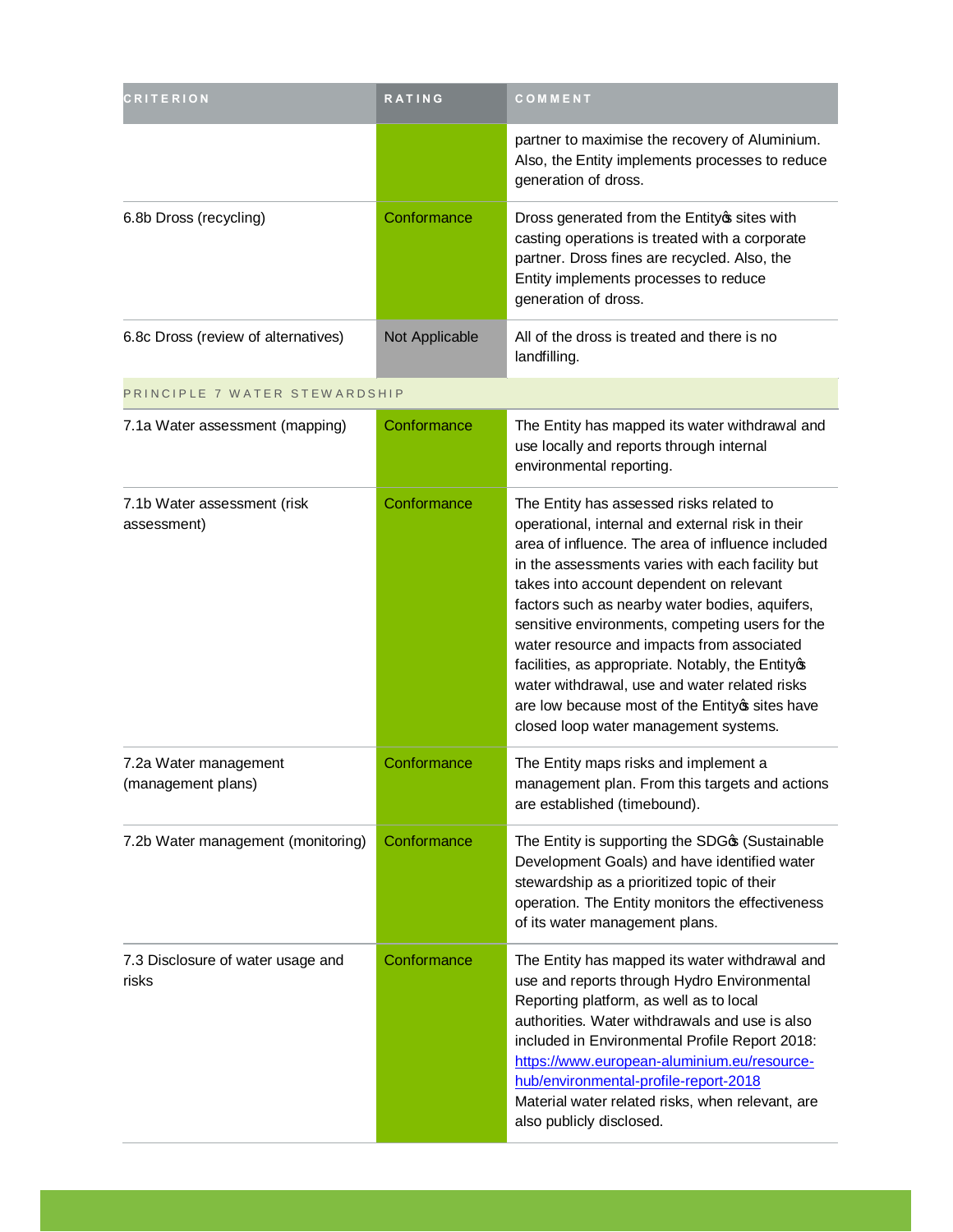| CRITERION | RATING | COMMENT |
| --- | --- | --- |
| | | partner to maximise the recovery of Aluminium. Also, the Entity implements processes to reduce generation of dross. |
| 6.8b Dross (recycling) | Conformance | Dross generated from the Entityφs sites with casting operations is treated with a corporate partner. Dross fines are recycled. Also, the Entity implements processes to reduce generation of dross. |
| 6.8c Dross (review of alternatives) | Not Applicable | All of the dross is treated and there is no landfilling. |
| PRINCIPLE 7 WATER STEWARDSHIP | | |
| 7.1a Water assessment (mapping) | Conformance | The Entity has mapped its water withdrawal and use locally and reports through internal environmental reporting. |
| 7.1b Water assessment (risk assessment) | Conformance | The Entity has assessed risks related to operational, internal and external risk in their area of influence. The area of influence included in the assessments varies with each facility but takes into account dependent on relevant factors such as nearby water bodies, aquifers, sensitive environments, competing users for the water resource and impacts from associated facilities, as appropriate. Notably, the Entityφs water withdrawal, use and water related risks are low because most of the Entityφs sites have closed loop water management systems. |
| 7.2a Water management (management plans) | Conformance | The Entity maps risks and implement a management plan. From this targets and actions are established (timebound). |
| 7.2b Water management (monitoring) | Conformance | The Entity is supporting the SDGφs (Sustainable Development Goals) and have identified water stewardship as a prioritized topic of their operation. The Entity monitors the effectiveness of its water management plans. |
| 7.3 Disclosure of water usage and risks | Conformance | The Entity has mapped its water withdrawal and use and reports through Hydro Environmental Reporting platform, as well as to local authorities. Water withdrawals and use is also included in Environmental Profile Report 2018: https://www.european-aluminium.eu/resource-hub/environmental-profile-report-2018 Material water related risks, when relevant, are also publicly disclosed. |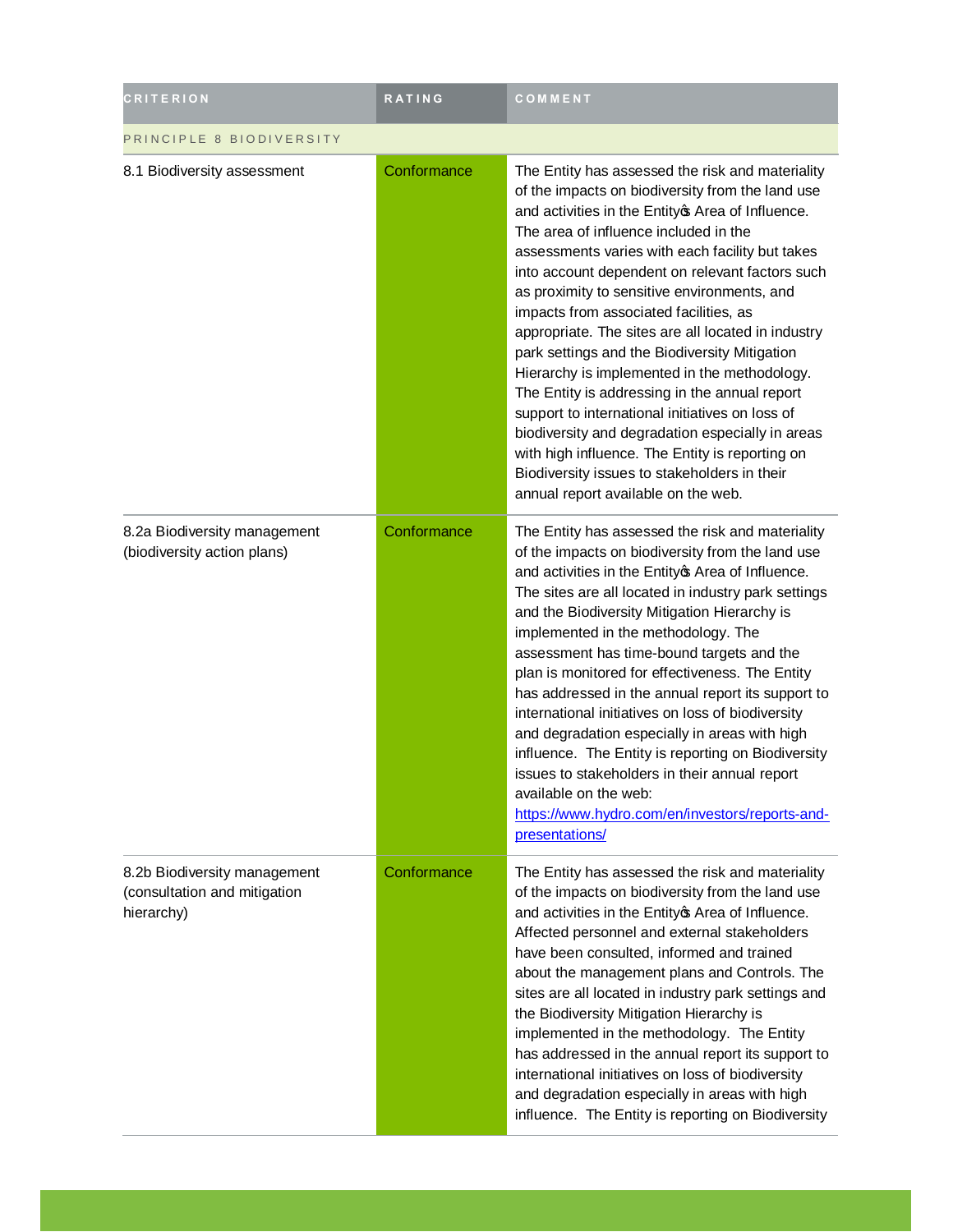| CRITERION | RATING | COMMENT |
|---|---|---|
| PRINCIPLE 8 BIODIVERSITY | | |
| 8.1 Biodiversity assessment | Conformance | The Entity has assessed the risk and materiality of the impacts on biodiversity from the land use and activities in the Entityφs Area of Influence. The area of influence included in the assessments varies with each facility but takes into account dependent on relevant factors such as proximity to sensitive environments, and impacts from associated facilities, as appropriate. The sites are all located in industry park settings and the Biodiversity Mitigation Hierarchy is implemented in the methodology. The Entity is addressing in the annual report support to international initiatives on loss of biodiversity and degradation especially in areas with high influence. The Entity is reporting on Biodiversity issues to stakeholders in their annual report available on the web. |
| 8.2a Biodiversity management (biodiversity action plans) | Conformance | The Entity has assessed the risk and materiality of the impacts on biodiversity from the land use and activities in the Entityφs Area of Influence. The sites are all located in industry park settings and the Biodiversity Mitigation Hierarchy is implemented in the methodology. The assessment has time-bound targets and the plan is monitored for effectiveness. The Entity has addressed in the annual report its support to international initiatives on loss of biodiversity and degradation especially in areas with high influence. The Entity is reporting on Biodiversity issues to stakeholders in their annual report available on the web: https://www.hydro.com/en/investors/reports-and-presentations/ |
| 8.2b Biodiversity management (consultation and mitigation hierarchy) | Conformance | The Entity has assessed the risk and materiality of the impacts on biodiversity from the land use and activities in the Entityφs Area of Influence. Affected personnel and external stakeholders have been consulted, informed and trained about the management plans and Controls. The sites are all located in industry park settings and the Biodiversity Mitigation Hierarchy is implemented in the methodology. The Entity has addressed in the annual report its support to international initiatives on loss of biodiversity and degradation especially in areas with high influence. The Entity is reporting on Biodiversity |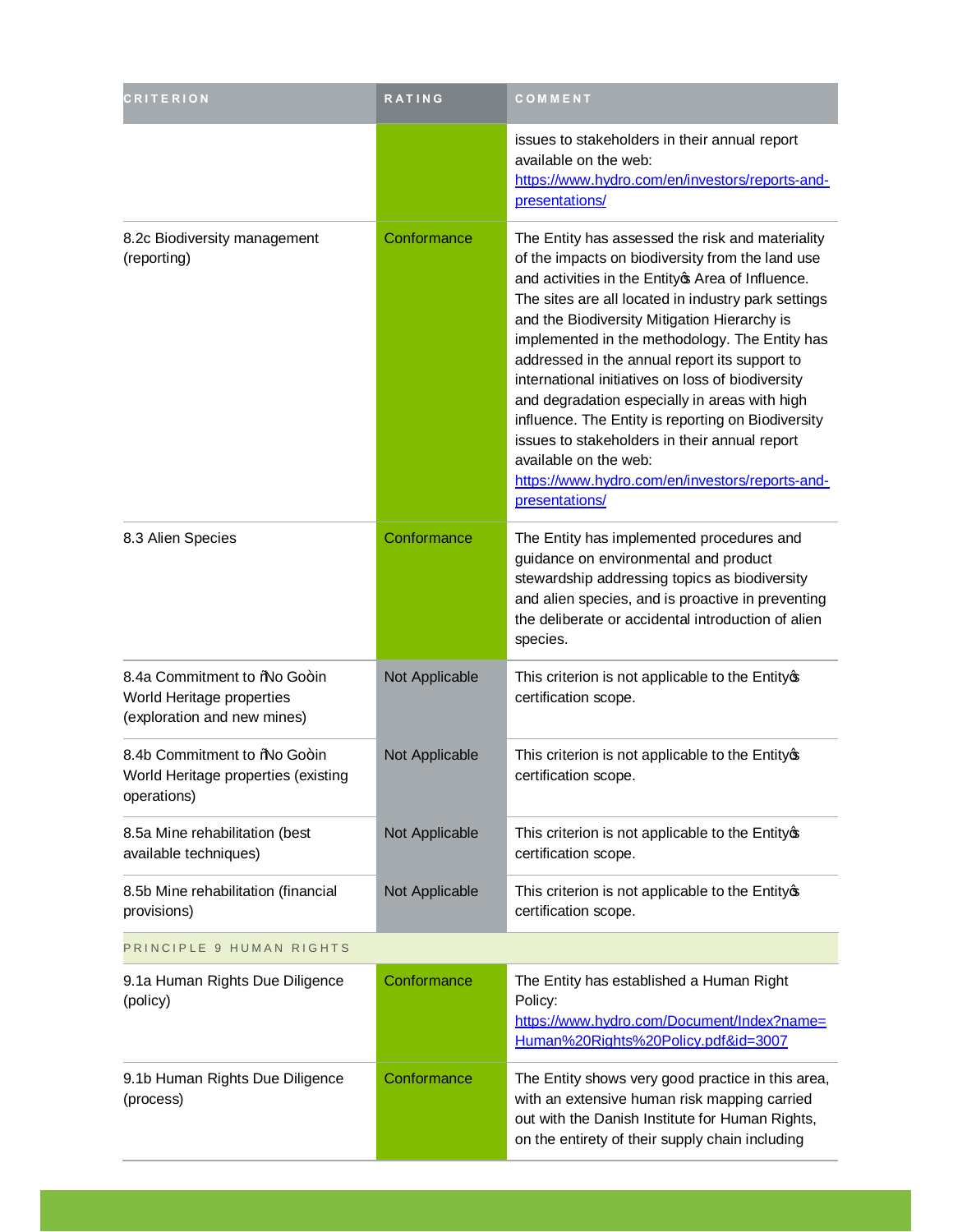| CRITERION | RATING | COMMENT |
| --- | --- | --- |
| | | issues to stakeholders in their annual report available on the web: https://www.hydro.com/en/investors/reports-and-presentations/ |
| 8.2c Biodiversity management (reporting) | Conformance | The Entity has assessed the risk and materiality of the impacts on biodiversity from the land use and activities in the Entity's Area of Influence. The sites are all located in industry park settings and the Biodiversity Mitigation Hierarchy is implemented in the methodology. The Entity has addressed in the annual report its support to international initiatives on loss of biodiversity and degradation especially in areas with high influence. The Entity is reporting on Biodiversity issues to stakeholders in their annual report available on the web: https://www.hydro.com/en/investors/reports-and-presentations/ |
| 8.3 Alien Species | Conformance | The Entity has implemented procedures and guidance on environmental and product stewardship addressing topics as biodiversity and alien species, and is proactive in preventing the deliberate or accidental introduction of alien species. |
| 8.4a Commitment to "No Go" in World Heritage properties (exploration and new mines) | Not Applicable | This criterion is not applicable to the Entity's certification scope. |
| 8.4b Commitment to "No Go" in World Heritage properties (existing operations) | Not Applicable | This criterion is not applicable to the Entity's certification scope. |
| 8.5a Mine rehabilitation (best available techniques) | Not Applicable | This criterion is not applicable to the Entity's certification scope. |
| 8.5b Mine rehabilitation (financial provisions) | Not Applicable | This criterion is not applicable to the Entity's certification scope. |
| PRINCIPLE 9 HUMAN RIGHTS | | |
| 9.1a Human Rights Due Diligence (policy) | Conformance | The Entity has established a Human Right Policy: https://www.hydro.com/Document/Index?name=Human%20Rights%20Policy.pdf&id=3007 |
| 9.1b Human Rights Due Diligence (process) | Conformance | The Entity shows very good practice in this area, with an extensive human risk mapping carried out with the Danish Institute for Human Rights, on the entirety of their supply chain including |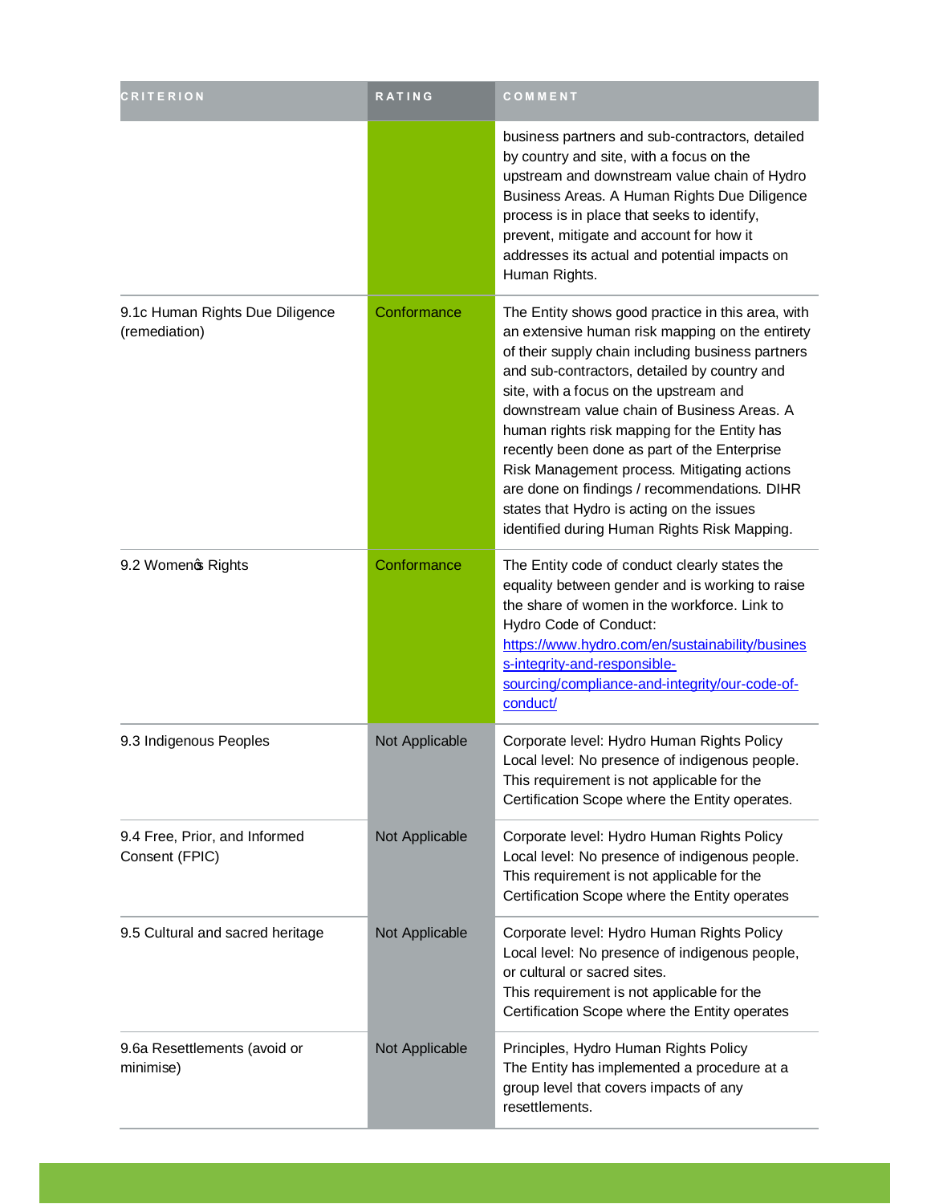| CRITERION | RATING | COMMENT |
| --- | --- | --- |
| | | business partners and sub-contractors, detailed by country and site, with a focus on the upstream and downstream value chain of Hydro Business Areas. A Human Rights Due Diligence process is in place that seeks to identify, prevent, mitigate and account for how it addresses its actual and potential impacts on Human Rights. |
| 9.1c Human Rights Due Diligence (remediation) | Conformance | The Entity shows good practice in this area, with an extensive human risk mapping on the entirety of their supply chain including business partners and sub-contractors, detailed by country and site, with a focus on the upstream and downstream value chain of Business Areas. A human rights risk mapping for the Entity has recently been done as part of the Enterprise Risk Management process. Mitigating actions are done on findings / recommendations. DIHR states that Hydro is acting on the issues identified during Human Rights Risk Mapping. |
| 9.2 Womenö Rights | Conformance | The Entity code of conduct clearly states the equality between gender and is working to raise the share of women in the workforce. Link to Hydro Code of Conduct: https://www.hydro.com/en/sustainability/business-integrity-and-responsible-sourcing/compliance-and-integrity/our-code-of-conduct/ |
| 9.3 Indigenous Peoples | Not Applicable | Corporate level: Hydro Human Rights Policy Local level: No presence of indigenous people. This requirement is not applicable for the Certification Scope where the Entity operates. |
| 9.4 Free, Prior, and Informed Consent (FPIC) | Not Applicable | Corporate level: Hydro Human Rights Policy Local level: No presence of indigenous people. This requirement is not applicable for the Certification Scope where the Entity operates |
| 9.5 Cultural and sacred heritage | Not Applicable | Corporate level: Hydro Human Rights Policy Local level: No presence of indigenous people, or cultural or sacred sites. This requirement is not applicable for the Certification Scope where the Entity operates |
| 9.6a Resettlements (avoid or minimise) | Not Applicable | Principles, Hydro Human Rights Policy The Entity has implemented a procedure at a group level that covers impacts of any resettlements. |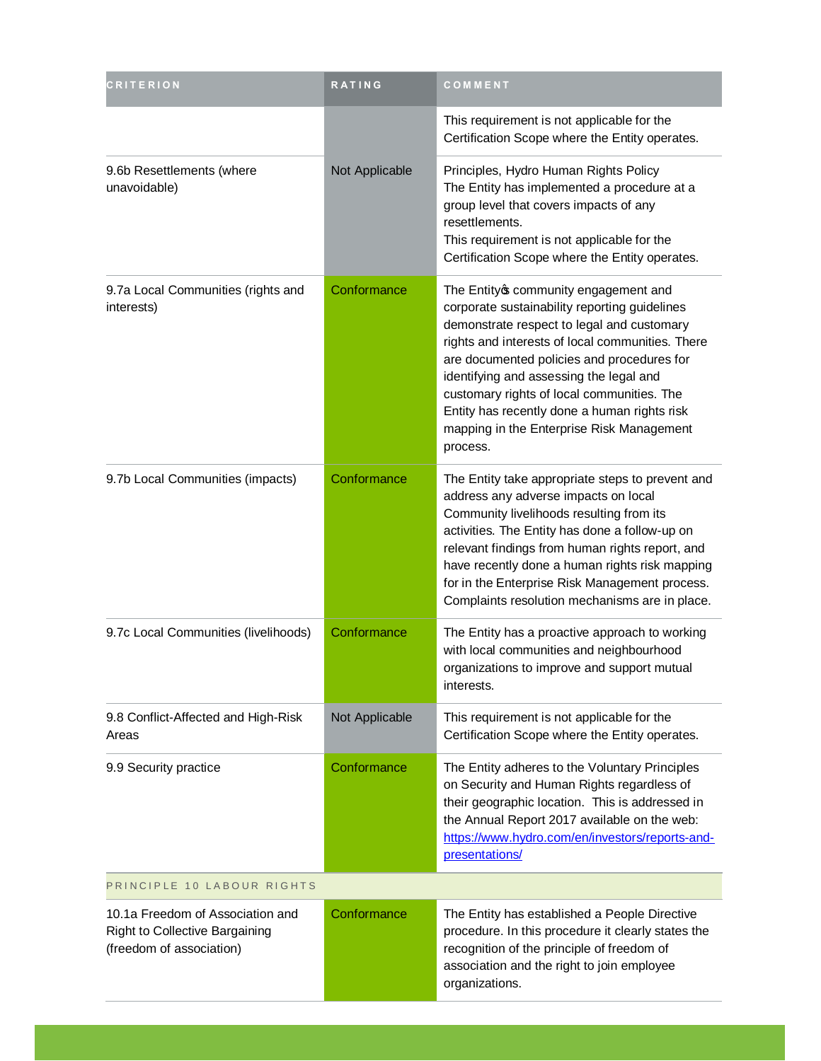| CRITERION | RATING | COMMENT |
| --- | --- | --- |
| | | This requirement is not applicable for the Certification Scope where the Entity operates. |
| 9.6b Resettlements (where unavoidable) | Not Applicable | Principles, Hydro Human Rights Policy<br>The Entity has implemented a procedure at a group level that covers impacts of any resettlements.<br>This requirement is not applicable for the Certification Scope where the Entity operates. |
| 9.7a Local Communities (rights and interests) | Conformance | The Entity's community engagement and corporate sustainability reporting guidelines demonstrate respect to legal and customary rights and interests of local communities. There are documented policies and procedures for identifying and assessing the legal and customary rights of local communities. The Entity has recently done a human rights risk mapping in the Enterprise Risk Management process. |
| 9.7b Local Communities (impacts) | Conformance | The Entity take appropriate steps to prevent and address any adverse impacts on local Community livelihoods resulting from its activities. The Entity has done a follow-up on relevant findings from human rights report, and have recently done a human rights risk mapping for in the Enterprise Risk Management process. Complaints resolution mechanisms are in place. |
| 9.7c Local Communities (livelihoods) | Conformance | The Entity has a proactive approach to working with local communities and neighbourhood organizations to improve and support mutual interests. |
| 9.8 Conflict-Affected and High-Risk Areas | Not Applicable | This requirement is not applicable for the Certification Scope where the Entity operates. |
| 9.9 Security practice | Conformance | The Entity adheres to the Voluntary Principles on Security and Human Rights regardless of their geographic location. This is addressed in the Annual Report 2017 available on the web: [https://www.hydro.com/en/investors/reports-and-presentations/](https://www.hydro.com/en/investors/reports-and-presentations/) |
| PRINCIPLE 10 LABOUR RIGHTS | | |
| 10.1a Freedom of Association and Right to Collective Bargaining (freedom of association) | Conformance | The Entity has established a People Directive procedure. In this procedure it clearly states the recognition of the principle of freedom of association and the right to join employee organizations. |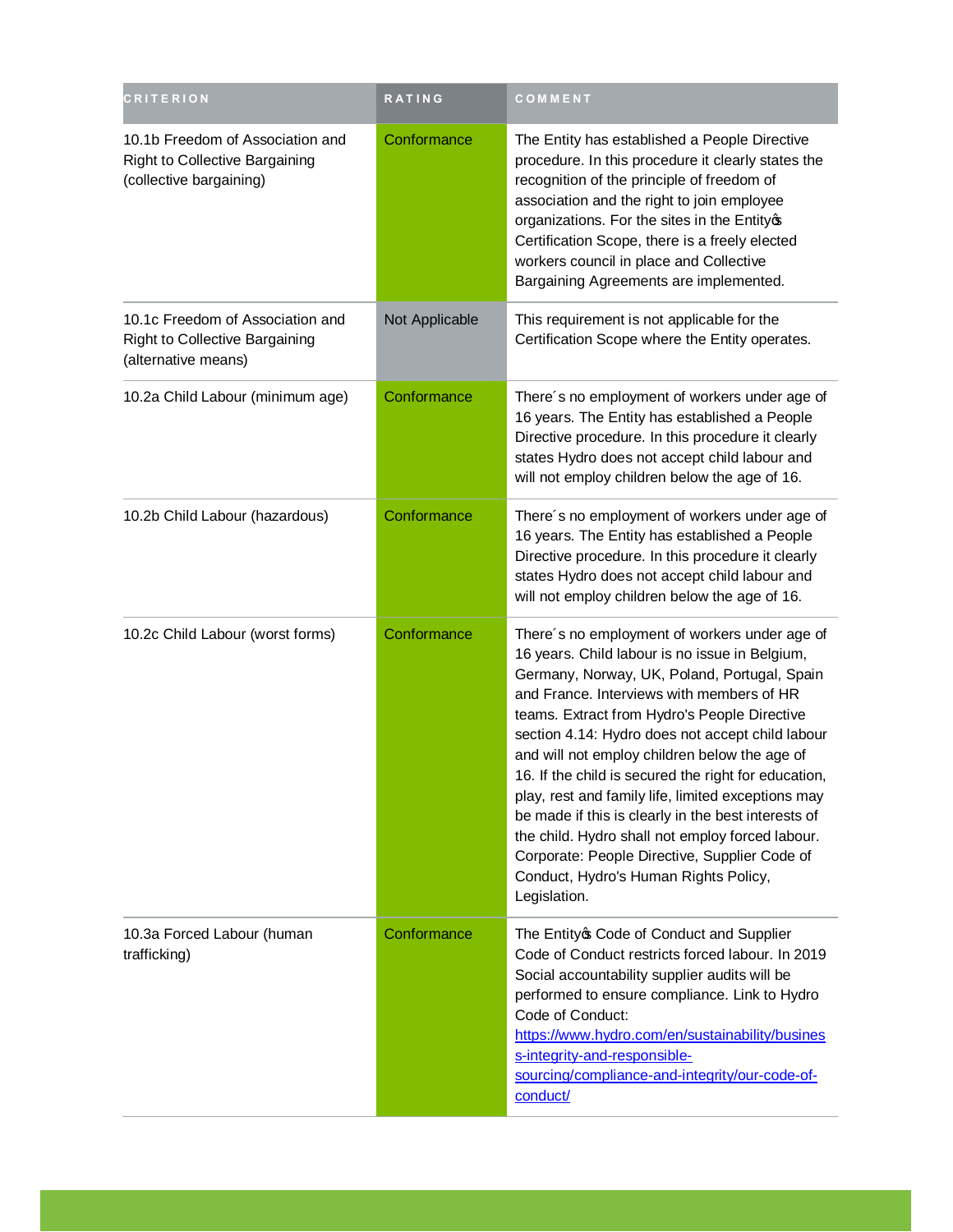| CRITERION | RATING | COMMENT |
|---|---|---|
| 10.1b Freedom of Association and Right to Collective Bargaining (collective bargaining) | Conformance | The Entity has established a People Directive procedure. In this procedure it clearly states the recognition of the principle of freedom of association and the right to join employee organizations. For the sites in the Entity's Certification Scope, there is a freely elected workers council in place and Collective Bargaining Agreements are implemented. |
| 10.1c Freedom of Association and Right to Collective Bargaining (alternative means) | Not Applicable | This requirement is not applicable for the Certification Scope where the Entity operates. |
| 10.2a Child Labour (minimum age) | Conformance | There´s no employment of workers under age of 16 years. The Entity has established a People Directive procedure. In this procedure it clearly states Hydro does not accept child labour and will not employ children below the age of 16. |
| 10.2b Child Labour (hazardous) | Conformance | There´s no employment of workers under age of 16 years. The Entity has established a People Directive procedure. In this procedure it clearly states Hydro does not accept child labour and will not employ children below the age of 16. |
| 10.2c Child Labour (worst forms) | Conformance | There´s no employment of workers under age of 16 years. Child labour is no issue in Belgium, Germany, Norway, UK, Poland, Portugal, Spain and France. Interviews with members of HR teams. Extract from Hydro's People Directive section 4.14: Hydro does not accept child labour and will not employ children below the age of 16. If the child is secured the right for education, play, rest and family life, limited exceptions may be made if this is clearly in the best interests of the child. Hydro shall not employ forced labour. Corporate: People Directive, Supplier Code of Conduct, Hydro's Human Rights Policy, Legislation. |
| 10.3a Forced Labour (human trafficking) | Conformance | The Entity's Code of Conduct and Supplier Code of Conduct restricts forced labour. In 2019 Social accountability supplier audits will be performed to ensure compliance. Link to Hydro Code of Conduct: https://www.hydro.com/en/sustainability/business-integrity-and-responsible-sourcing/compliance-and-integrity/our-code-of-conduct/ |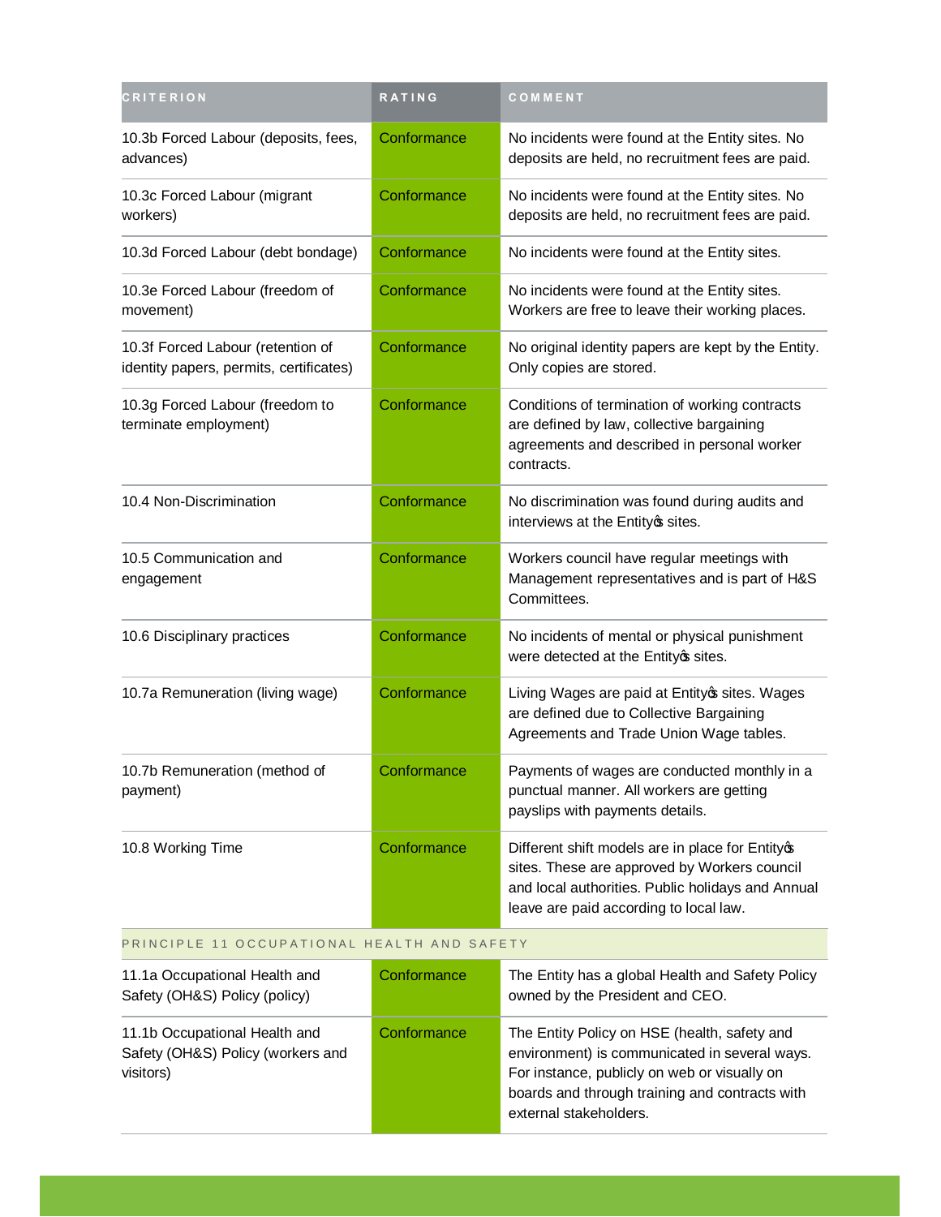| CRITERION | RATING | COMMENT |
| --- | --- | --- |
| 10.3b Forced Labour (deposits, fees, advances) | Conformance | No incidents were found at the Entity sites. No deposits are held, no recruitment fees are paid. |
| 10.3c Forced Labour (migrant workers) | Conformance | No incidents were found at the Entity sites. No deposits are held, no recruitment fees are paid. |
| 10.3d Forced Labour (debt bondage) | Conformance | No incidents were found at the Entity sites. |
| 10.3e Forced Labour (freedom of movement) | Conformance | No incidents were found at the Entity sites. Workers are free to leave their working places. |
| 10.3f Forced Labour (retention of identity papers, permits, certificates) | Conformance | No original identity papers are kept by the Entity. Only copies are stored. |
| 10.3g Forced Labour (freedom to terminate employment) | Conformance | Conditions of termination of working contracts are defined by law, collective bargaining agreements and described in personal worker contracts. |
| 10.4 Non-Discrimination | Conformance | No discrimination was found during audits and interviews at the Entity's sites. |
| 10.5 Communication and engagement | Conformance | Workers council have regular meetings with Management representatives and is part of H&S Committees. |
| 10.6 Disciplinary practices | Conformance | No incidents of mental or physical punishment were detected at the Entity's sites. |
| 10.7a Remuneration (living wage) | Conformance | Living Wages are paid at Entity's sites. Wages are defined due to Collective Bargaining Agreements and Trade Union Wage tables. |
| 10.7b Remuneration (method of payment) | Conformance | Payments of wages are conducted monthly in a punctual manner. All workers are getting payslips with payments details. |
| 10.8 Working Time | Conformance | Different shift models are in place for Entity's sites. These are approved by Workers council and local authorities. Public holidays and Annual leave are paid according to local law. |
| PRINCIPLE 11 OCCUPATIONAL HEALTH AND SAFETY | | |
| 11.1a Occupational Health and Safety (OH&S) Policy (policy) | Conformance | The Entity has a global Health and Safety Policy owned by the President and CEO. |
| 11.1b Occupational Health and Safety (OH&S) Policy (workers and visitors) | Conformance | The Entity Policy on HSE (health, safety and environment) is communicated in several ways. For instance, publicly on web or visually on boards and through training and contracts with external stakeholders. |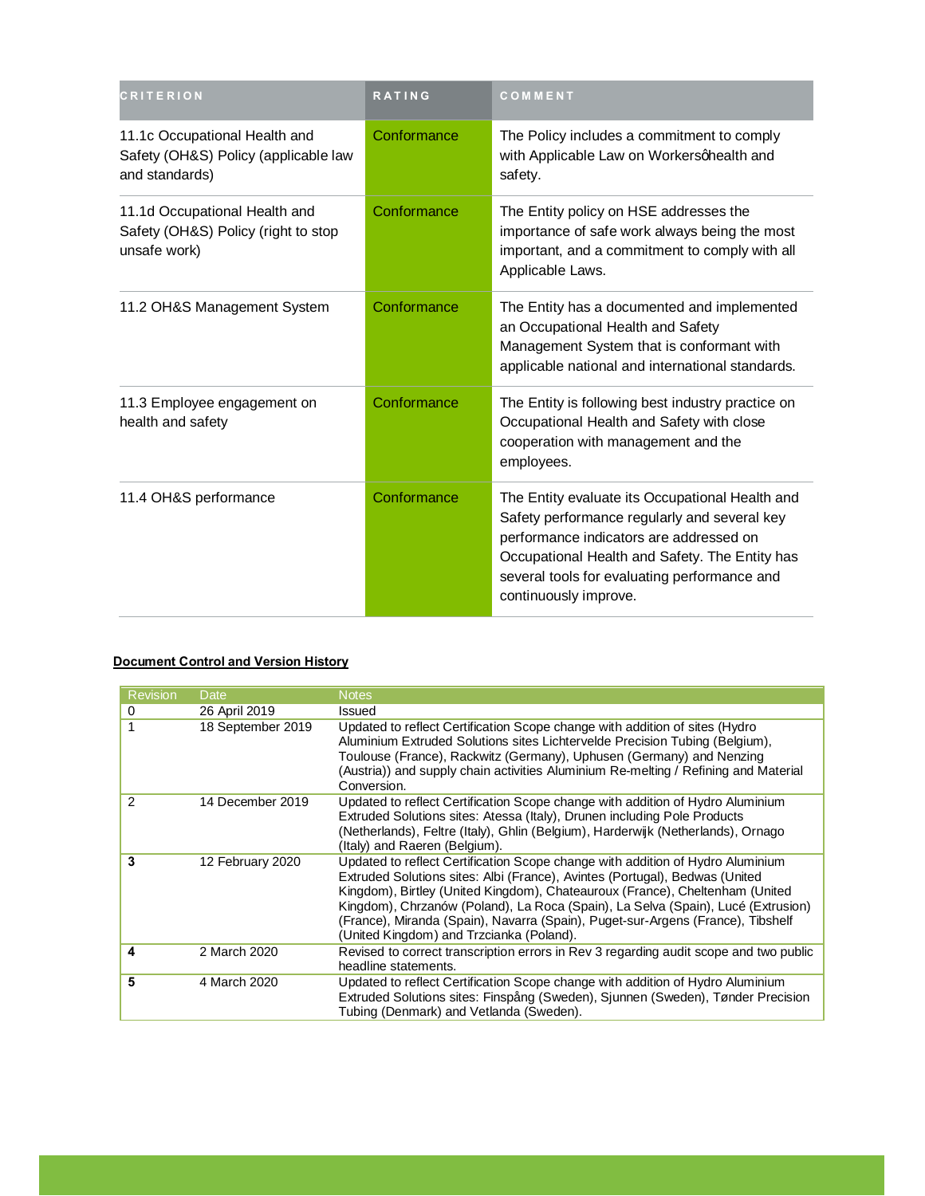| CRITERION | RATING | COMMENT |
| --- | --- | --- |
| 11.1c Occupational Health and Safety (OH&S) Policy (applicable law and standards) | Conformance | The Policy includes a commitment to comply with Applicable Law on Workersǫhealth and safety. |
| 11.1d Occupational Health and Safety (OH&S) Policy (right to stop unsafe work) | Conformance | The Entity policy on HSE addresses the importance of safe work always being the most important, and a commitment to comply with all Applicable Laws. |
| 11.2 OH&S Management System | Conformance | The Entity has a documented and implemented an Occupational Health and Safety Management System that is conformant with applicable national and international standards. |
| 11.3 Employee engagement on health and safety | Conformance | The Entity is following best industry practice on Occupational Health and Safety with close cooperation with management and the employees. |
| 11.4 OH&S performance | Conformance | The Entity evaluate its Occupational Health and Safety performance regularly and several key performance indicators are addressed on Occupational Health and Safety. The Entity has several tools for evaluating performance and continuously improve. |

**Document Control and Version History**

| Revision | Date | Notes |
| --- | --- | --- |
| 0 | 26 April 2019 | Issued |
| 1 | 18 September 2019 | Updated to reflect Certification Scope change with addition of sites (Hydro Aluminium Extruded Solutions sites Lichtervelde Precision Tubing (Belgium), Toulouse (France), Rackwitz (Germany), Uphusen (Germany) and Nenzing (Austria)) and supply chain activities Aluminium Re-melting / Refining and Material Conversion. |
| 2 | 14 December 2019 | Updated to reflect Certification Scope change with addition of Hydro Aluminium Extruded Solutions sites: Atessa (Italy), Drunen including Pole Products (Netherlands), Feltre (Italy), Ghlin (Belgium), Harderwijk (Netherlands), Ornago (Italy) and Raeren (Belgium). |
| **3** | 12 February 2020 | Updated to reflect Certification Scope change with addition of Hydro Aluminium Extruded Solutions sites: Albi (France), Avintes (Portugal), Bedwas (United Kingdom), Birtley (United Kingdom), Chateauroux (France), Cheltenham (United Kingdom), Chrzanów (Poland), La Roca (Spain), La Selva (Spain), Lucé (Extrusion) (France), Miranda (Spain), Navarra (Spain), Puget-sur-Argens (France), Tibshelf (United Kingdom) and Trzcianka (Poland). |
| **4** | 2 March 2020 | Revised to correct transcription errors in Rev 3 regarding audit scope and two public headline statements. |
| **5** | 4 March 2020 | Updated to reflect Certification Scope change with addition of Hydro Aluminium Extruded Solutions sites: Finspång (Sweden), Sjunnen (Sweden), Tønder Precision Tubing (Denmark) and Vetlanda (Sweden). |